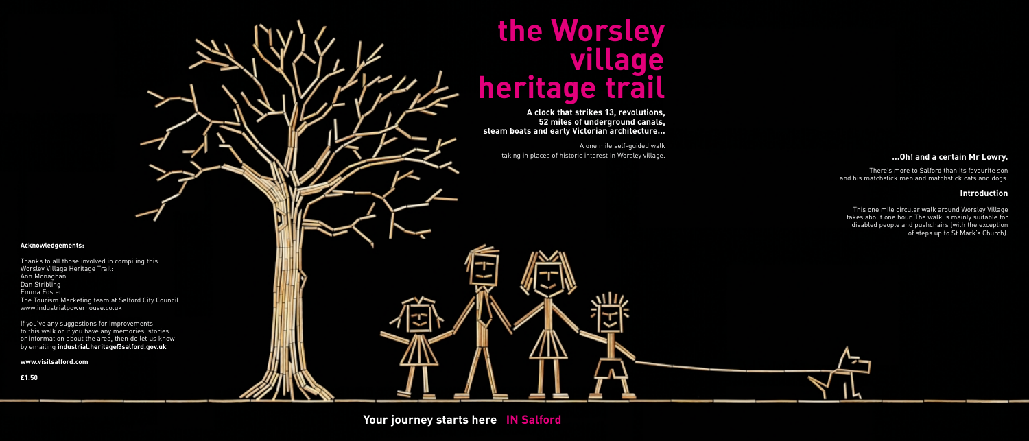# the Worsley village heritage trail

**A clock that strikes 13, revolutions, 52 miles of underground canals, steam boats and early Victorian architecture...**

A one mile self-guided walk taking in places of historic interest in Worsley village.

### ...Oh! and a certain Mr Lowry.

There's more to Salford than its favourite son and his matchstick men and matchstick cats and dogs.

### Introduction

This one mile circular walk around Worsley Village takes about one hour. The walk is mainly suitable for disabled people and pushchairs (with the exception of steps up to St Mark's Church).

**Acknowledgements:**

Thanks to all those involved in compiling this Worsley Village Heritage Trail:
Ann Monaghan
Dan Stribling
Emma Foster
The Tourism Marketing team at Salford City Council
www.industrialpowerhouse.co.uk

If you've any suggestions for improvements to this walk or if you have any memories, stories or information about the area, then do let us know by emailing **industrial.heritage@salford.gov.uk**

**www.visitsalford.com**

**£1.50**

**Your journey starts here IN Salford**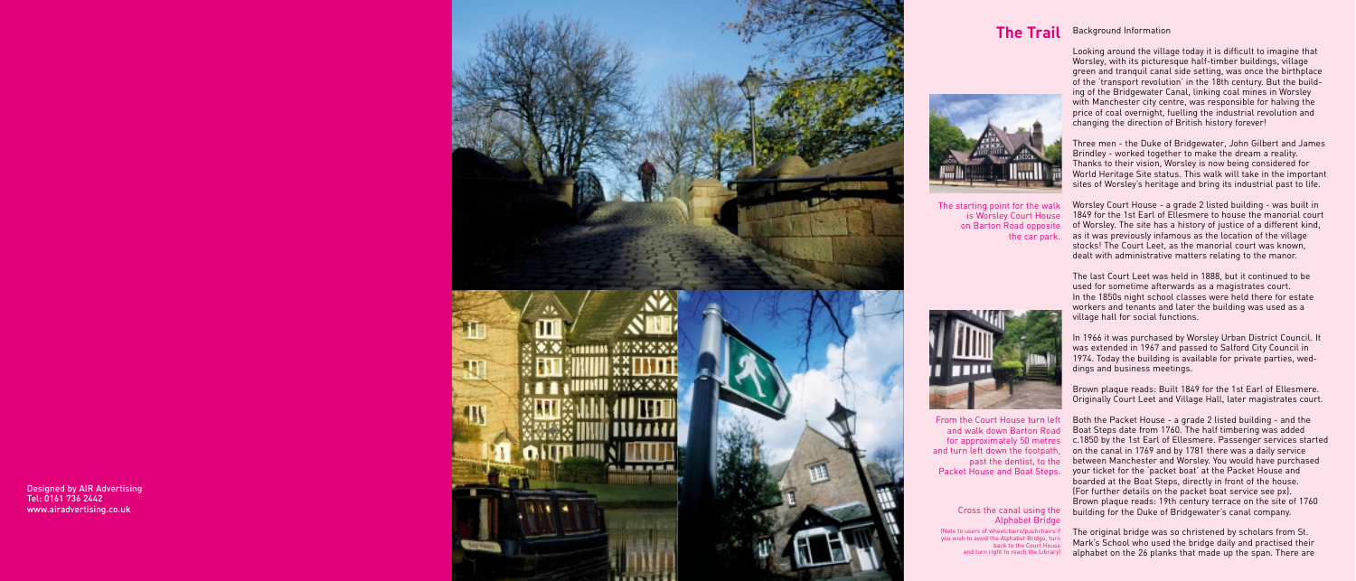Designed by AIR Advertising
Tel: 0161 736 2442
www.airadvertising.co.uk

## The Trail

Background Information

Looking around the village today it is difficult to imagine that Worsley, with its picturesque half-timber buildings, village green and tranquil canal side setting, was once the birthplace of the 'transport revolution' in the 18th century. But the building of the Bridgewater Canal, linking coal mines in Worsley with Manchester city centre, was responsible for halving the price of coal overnight, fuelling the industrial revolution and changing the direction of British history forever!

Three men - the Duke of Bridgewater, John Gilbert and James Brindley - worked together to make the dream a reality. Thanks to their vision, Worsley is now being considered for World Heritage Site status. This walk will take in the important sites of Worsley's heritage and bring its industrial past to life.

The starting point for the walk is Worsley Court House on Barton Road opposite the car park.

Worsley Court House - a grade 2 listed building - was built in 1849 for the 1st Earl of Ellesmere to house the manorial court of Worsley. The site has a history of justice of a different kind, as it was previously infamous as the location of the village stocks! The Court Leet, as the manorial court was known, dealt with administrative matters relating to the manor.

The last Court Leet was held in 1888, but it continued to be used for sometime afterwards as a magistrates court. In the 1850s night school classes were held there for estate workers and tenants and later the building was used as a village hall for social functions.

In 1966 it was purchased by Worsley Urban District Council. It was extended in 1967 and passed to Salford City Council in 1974. Today the building is available for private parties, weddings and business meetings.

Brown plaque reads: Built 1849 for the 1st Earl of Ellesmere. Originally Court Leet and Village Hall, later magistrates court.

From the Court House turn left and walk down Barton Road for approximately 50 metres and turn left down the footpath, past the dentist, to the Packet House and Boat Steps.

Both the Packet House - a grade 2 listed building - and the Boat Steps date from 1760. The half timbering was added c.1850 by the 1st Earl of Ellesmere. Passenger services started on the canal in 1769 and by 1781 there was a daily service between Manchester and Worsley. You would have purchased your ticket for the 'packet boat' at the Packet House and boarded at the Boat Steps, directly in front of the house. (For further details on the packet boat service see px). Brown plaque reads: 19th century terrace on the site of 1760 building for the Duke of Bridgewater's canal company.

Cross the canal using the Alphabet Bridge

(Note to users of wheelchairs/pushchairs if you wish to avoid the Alphabet Bridge, turn back to the Court House and turn right to reach the Library)

The original bridge was so christened by scholars from St. Mark's School who used the bridge daily and practised their alphabet on the 26 planks that made up the span. There are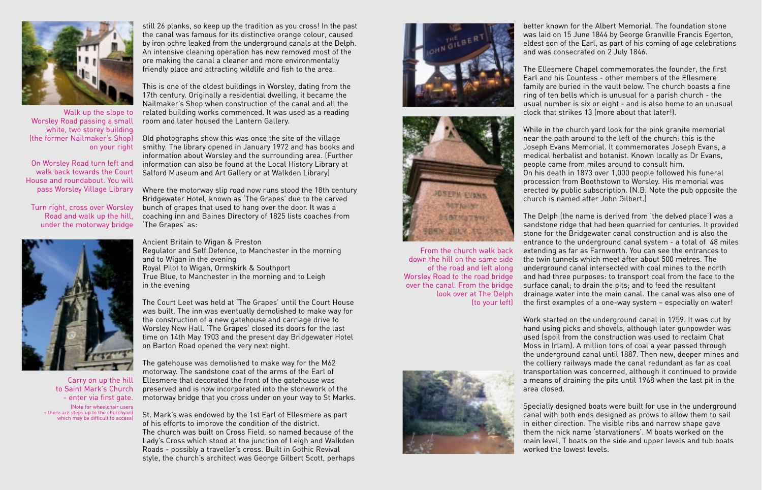Walk up the slope to Worsley Road passing a small white, two storey building (the former Nailmaker's Shop) on your right

On Worsley Road turn left and walk back towards the Court House and roundabout. You will pass Worsley Village Library

Turn right, cross over Worsley Road and walk up the hill, under the motorway bridge

Carry on up the hill to Saint Mark's Church - enter via first gate.

(Note for wheelchair users – there are steps up to the churchyard which may be difficult to access)

still 26 planks, so keep up the tradition as you cross! In the past the canal was famous for its distinctive orange colour, caused by iron ochre leaked from the underground canals at the Delph. An intensive cleaning operation has now removed most of the ore making the canal a cleaner and more environmentally friendly place and attracting wildlife and fish to the area.

This is one of the oldest buildings in Worsley, dating from the 17th century. Originally a residential dwelling, it became the Nailmaker's Shop when construction of the canal and all the related building works commenced. It was used as a reading room and later housed the Lantern Gallery.

Old photographs show this was once the site of the village smithy. The library opened in January 1972 and has books and information about Worsley and the surrounding area. (Further information can also be found at the Local History Library at Salford Museum and Art Gallery or at Walkden Library)

Where the motorway slip road now runs stood the 18th century Bridgewater Hotel, known as 'The Grapes' due to the carved bunch of grapes that used to hang over the door. It was a coaching inn and Baines Directory of 1825 lists coaches from 'The Grapes' as:

Ancient Britain to Wigan & Preston
Regulator and Self Defence, to Manchester in the morning and to Wigan in the evening
Royal Pilot to Wigan, Ormskirk & Southport
True Blue, to Manchester in the morning and to Leigh in the evening

The Court Leet was held at 'The Grapes' until the Court House was built. The inn was eventually demolished to make way for the construction of a new gatehouse and carriage drive to Worsley New Hall. 'The Grapes' closed its doors for the last time on 14th May 1903 and the present day Bridgewater Hotel on Barton Road opened the very next night.

The gatehouse was demolished to make way for the M62 motorway. The sandstone coat of the arms of the Earl of Ellesmere that decorated the front of the gatehouse was preserved and is now incorporated into the stonework of the motorway bridge that you cross under on your way to St Marks.

St. Mark's was endowed by the 1st Earl of Ellesmere as part of his efforts to improve the condition of the district. The church was built on Cross Field, so named because of the Lady's Cross which stood at the junction of Leigh and Walkden Roads - possibly a traveller's cross. Built in Gothic Revival style, the church's architect was George Gilbert Scott, perhaps better known for the Albert Memorial. The foundation stone was laid on 15 June 1844 by George Granville Francis Egerton, eldest son of the Earl, as part of his coming of age celebrations and was consecrated on 2 July 1846.

The Ellesmere Chapel commemorates the founder, the first Earl and his Countess - other members of the Ellesmere family are buried in the vault below. The church boasts a fine ring of ten bells which is unusual for a parish church - the usual number is six or eight - and is also home to an unusual clock that strikes 13 (more about that later!).

While in the church yard look for the pink granite memorial near the path around to the left of the church: this is the Joseph Evans Memorial. It commemorates Joseph Evans, a medical herbalist and botanist. Known locally as Dr Evans, people came from miles around to consult him.
On his death in 1873 over 1,000 people followed his funeral procession from Boothstown to Worsley. His memorial was erected by public subscription. (N.B. Note the pub opposite the church is named after John Gilbert.)

From the church walk back down the hill on the same side of the road and left along Worsley Road to the road bridge over the canal. From the bridge look over at The Delph (to your left)

The Delph (the name is derived from 'the delved place') was a sandstone ridge that had been quarried for centuries. It provided stone for the Bridgewater canal construction and is also the entrance to the underground canal system - a total of 48 miles extending as far as Farnworth. You can see the entrances to the twin tunnels which meet after about 500 metres. The underground canal intersected with coal mines to the north and had three purposes: to transport coal from the face to the surface canal; to drain the pits; and to feed the resultant drainage water into the main canal. The canal was also one of the first examples of a one-way system – especially on water!

Work started on the underground canal in 1759. It was cut by hand using picks and shovels, although later gunpowder was used (spoil from the construction was used to reclaim Chat Moss in Irlam). A million tons of coal a year passed through the underground canal until 1887. Then new, deeper mines and the colliery railways made the canal redundant as far as coal transportation was concerned, although it continued to provide a means of draining the pits until 1968 when the last pit in the area closed.

Specially designed boats were built for use in the underground canal with both ends designed as prows to allow them to sail in either direction. The visible ribs and narrow shape gave them the nick name 'starvationers'. M boats worked on the main level, T boats on the side and upper levels and tub boats worked the lowest levels.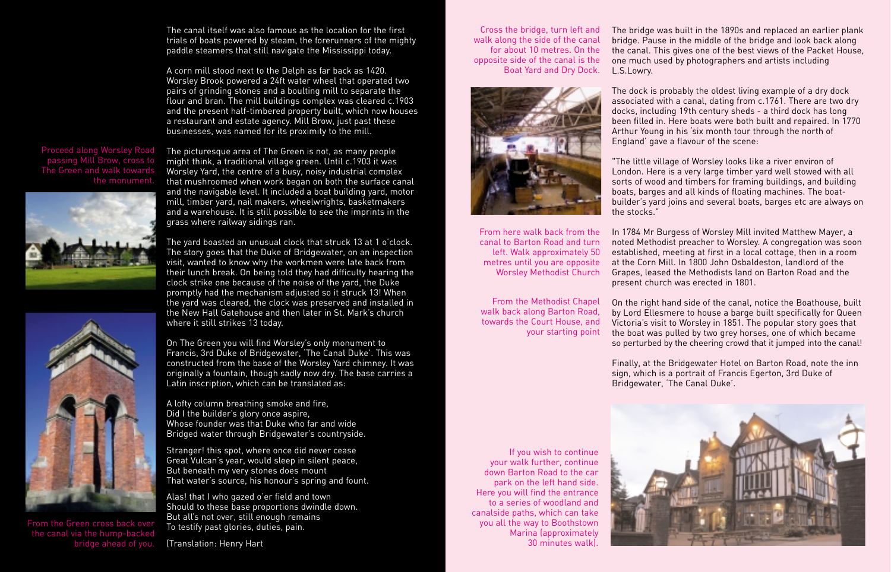The canal itself was also famous as the location for the first trials of boats powered by steam, the forerunners of the mighty paddle steamers that still navigate the Mississippi today.

A corn mill stood next to the Delph as far back as 1420. Worsley Brook powered a 24ft water wheel that operated two pairs of grinding stones and a boulting mill to separate the flour and bran. The mill buildings complex was cleared c.1903 and the present half-timbered property built, which now houses a restaurant and estate agency. Mill Brow, just past these businesses, was named for its proximity to the mill.

*Proceed along Worsley Road passing Mill Brow, cross to The Green and walk towards the monument.*

The picturesque area of The Green is not, as many people might think, a traditional village green. Until c.1903 it was Worsley Yard, the centre of a busy, noisy industrial complex that mushroomed when work began on both the surface canal and the navigable level. It included a boat building yard, motor mill, timber yard, nail makers, wheelwrights, basketmakers and a warehouse. It is still possible to see the imprints in the grass where railway sidings ran.

The yard boasted an unusual clock that struck 13 at 1 o'clock. The story goes that the Duke of Bridgewater, on an inspection visit, wanted to know why the workmen were late back from their lunch break. On being told they had difficulty hearing the clock strike one because of the noise of the yard, the Duke promptly had the mechanism adjusted so it struck 13! When the yard was cleared, the clock was preserved and installed in the New Hall Gatehouse and then later in St. Mark's church where it still strikes 13 today.

On The Green you will find Worsley's only monument to Francis, 3rd Duke of Bridgewater, 'The Canal Duke'. This was constructed from the base of the Worsley Yard chimney. It was originally a fountain, though sadly now dry. The base carries a Latin inscription, which can be translated as:

A lofty column breathing smoke and fire,
Did I the builder's glory once aspire,
Whose founder was that Duke who far and wide
Bridged water through Bridgewater's countryside.

Stranger! this spot, where once did never cease
Great Vulcan's year, would sleep in silent peace,
But beneath my very stones does mount
That water's source, his honour's spring and fount.

Alas! that I who gazed o'er field and town
Should to these base proportions dwindle down.
But all's not over, still enough remains
To testify past glories, duties, pain.

(Translation: Henry Hart

*From the Green cross back over the canal via the hump-backed bridge ahead of you.*

*Cross the bridge, turn left and walk along the side of the canal for about 10 metres. On the opposite side of the canal is the Boat Yard and Dry Dock.*

The bridge was built in the 1890s and replaced an earlier plank bridge. Pause in the middle of the bridge and look back along the canal. This gives one of the best views of the Packet House, one much used by photographers and artists including L.S.Lowry.

The dock is probably the oldest living example of a dry dock associated with a canal, dating from c.1761. There are two dry docks, including 19th century sheds - a third dock has long been filled in. Here boats were both built and repaired. In 1770 Arthur Young in his 'six month tour through the north of England' gave a flavour of the scene:

"The little village of Worsley looks like a river environ of London. Here is a very large timber yard well stowed with all sorts of wood and timbers for framing buildings, and building boats, barges and all kinds of floating machines. The boat-builder's yard joins and several boats, barges etc are always on the stocks."

*From here walk back from the canal to Barton Road and turn left. Walk approximately 50 metres until you are opposite Worsley Methodist Church*

In 1784 Mr Burgess of Worsley Mill invited Matthew Mayer, a noted Methodist preacher to Worsley. A congregation was soon established, meeting at first in a local cottage, then in a room at the Corn Mill. In 1800 John Osbaldeston, landlord of the Grapes, leased the Methodists land on Barton Road and the present church was erected in 1801.

*From the Methodist Chapel walk back along Barton Road, towards the Court House, and your starting point*

On the right hand side of the canal, notice the Boathouse, built by Lord Ellesmere to house a barge built specifically for Queen Victoria's visit to Worsley in 1851. The popular story goes that the boat was pulled by two grey horses, one of which became so perturbed by the cheering crowd that it jumped into the canal!

Finally, at the Bridgewater Hotel on Barton Road, note the inn sign, which is a portrait of Francis Egerton, 3rd Duke of Bridgewater, 'The Canal Duke'.

*If you wish to continue your walk further, continue down Barton Road to the car park on the left hand side. Here you will find the entrance to a series of woodland and canalside paths, which can take you all the way to Boothstown Marina (approximately 30 minutes walk).*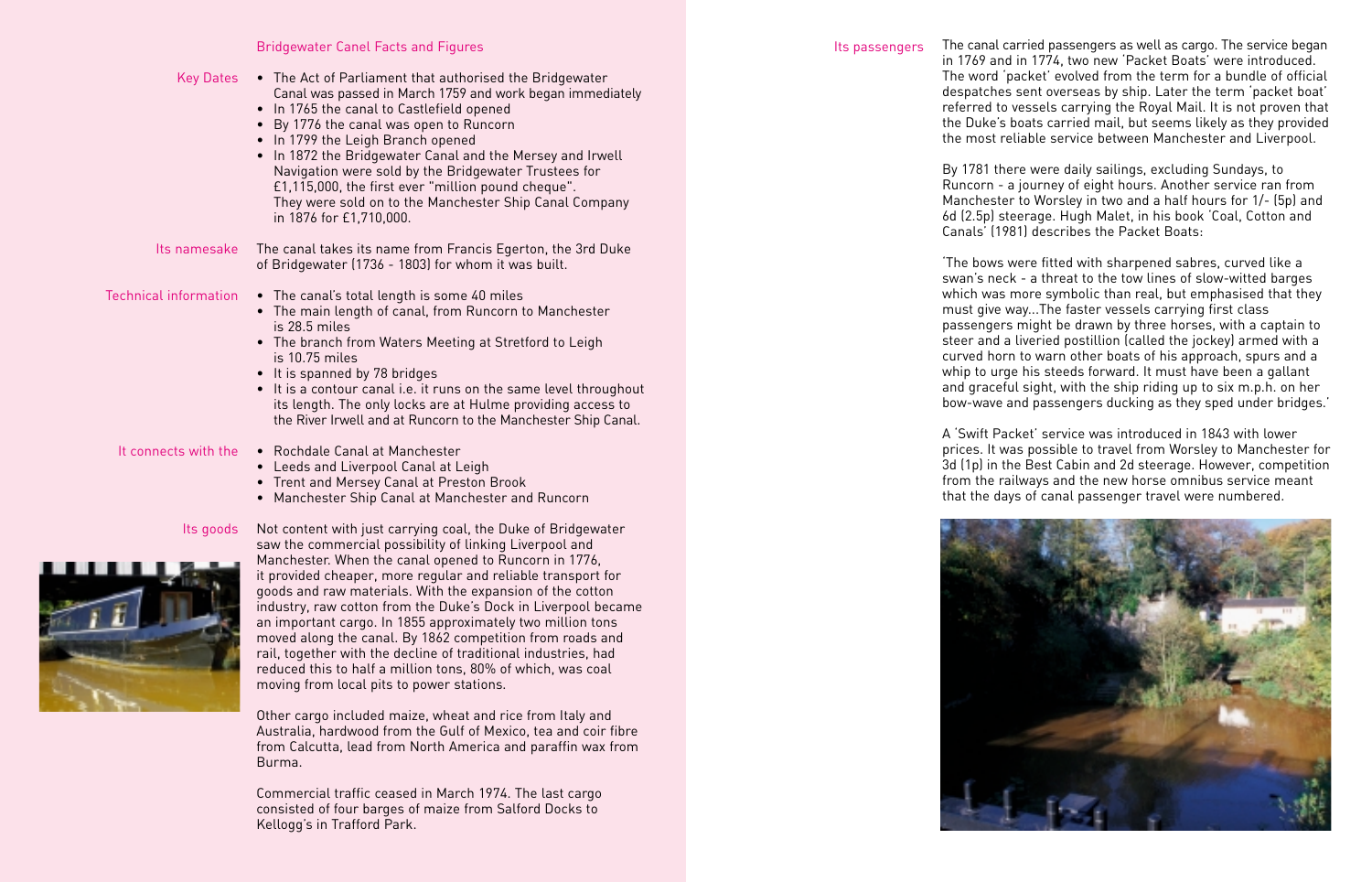## Bridgewater Canel Facts and Figures

**Key Dates**

- The Act of Parliament that authorised the Bridgewater Canal was passed in March 1759 and work began immediately
- In 1765 the canal to Castlefield opened
- By 1776 the canal was open to Runcorn
- In 1799 the Leigh Branch opened
- In 1872 the Bridgewater Canal and the Mersey and Irwell Navigation were sold by the Bridgewater Trustees for £1,115,000, the first ever "million pound cheque". They were sold on to the Manchester Ship Canal Company in 1876 for £1,710,000.

**Its namesake**

The canal takes its name from Francis Egerton, the 3rd Duke of Bridgewater (1736 - 1803) for whom it was built.

**Technical information**

- The canal's total length is some 40 miles
- The main length of canal, from Runcorn to Manchester is 28.5 miles
- The branch from Waters Meeting at Stretford to Leigh is 10.75 miles
- It is spanned by 78 bridges
- It is a contour canal i.e. it runs on the same level throughout its length. The only locks are at Hulme providing access to the River Irwell and at Runcorn to the Manchester Ship Canal.

**It connects with the**

- Rochdale Canal at Manchester
- Leeds and Liverpool Canal at Leigh
- Trent and Mersey Canal at Preston Brook
- Manchester Ship Canal at Manchester and Runcorn

**Its goods**

Not content with just carrying coal, the Duke of Bridgewater saw the commercial possibility of linking Liverpool and Manchester. When the canal opened to Runcorn in 1776, it provided cheaper, more regular and reliable transport for goods and raw materials. With the expansion of the cotton industry, raw cotton from the Duke's Dock in Liverpool became an important cargo. In 1855 approximately two million tons moved along the canal. By 1862 competition from roads and rail, together with the decline of traditional industries, had reduced this to half a million tons, 80% of which, was coal moving from local pits to power stations.

Other cargo included maize, wheat and rice from Italy and Australia, hardwood from the Gulf of Mexico, tea and coir fibre from Calcutta, lead from North America and paraffin wax from Burma.

Commercial traffic ceased in March 1974. The last cargo consisted of four barges of maize from Salford Docks to Kellogg's in Trafford Park.

**Its passengers**

The canal carried passengers as well as cargo. The service began in 1769 and in 1774, two new 'Packet Boats' were introduced. The word 'packet' evolved from the term for a bundle of official despatches sent overseas by ship. Later the term 'packet boat' referred to vessels carrying the Royal Mail. It is not proven that the Duke's boats carried mail, but seems likely as they provided the most reliable service between Manchester and Liverpool.

By 1781 there were daily sailings, excluding Sundays, to Runcorn - a journey of eight hours. Another service ran from Manchester to Worsley in two and a half hours for 1/- (5p) and 6d (2.5p) steerage. Hugh Malet, in his book 'Coal, Cotton and Canals' (1981) describes the Packet Boats:

'The bows were fitted with sharpened sabres, curved like a swan's neck - a threat to the tow lines of slow-witted barges which was more symbolic than real, but emphasised that they must give way...The faster vessels carrying first class passengers might be drawn by three horses, with a captain to steer and a liveried postillion (called the jockey) armed with a curved horn to warn other boats of his approach, spurs and a whip to urge his steeds forward. It must have been a gallant and graceful sight, with the ship riding up to six m.p.h. on her bow-wave and passengers ducking as they sped under bridges.'

A 'Swift Packet' service was introduced in 1843 with lower prices. It was possible to travel from Worsley to Manchester for 3d (1p) in the Best Cabin and 2d steerage. However, competition from the railways and the new horse omnibus service meant that the days of canal passenger travel were numbered.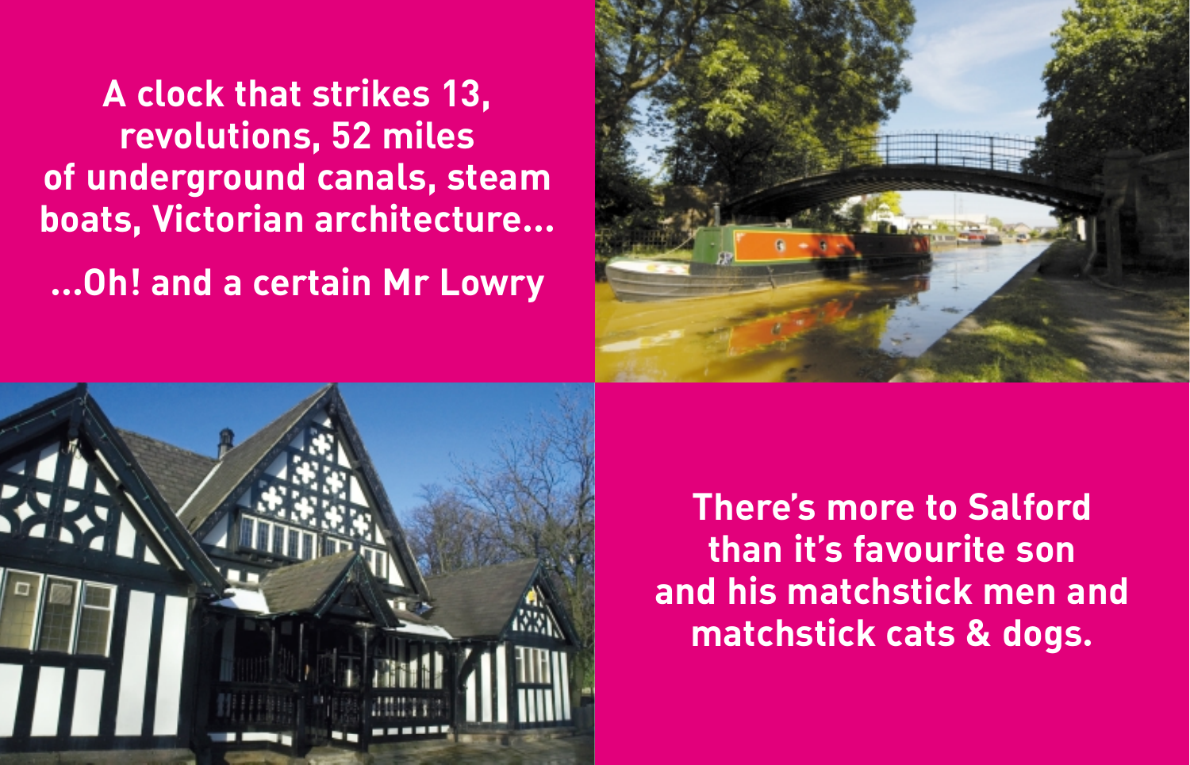**A clock that strikes 13, revolutions, 52 miles of underground canals, steam boats, Victorian architecture...**

**...Oh! and a certain Mr Lowry**

**There's more to Salford than it's favourite son and his matchstick men and matchstick cats & dogs.**